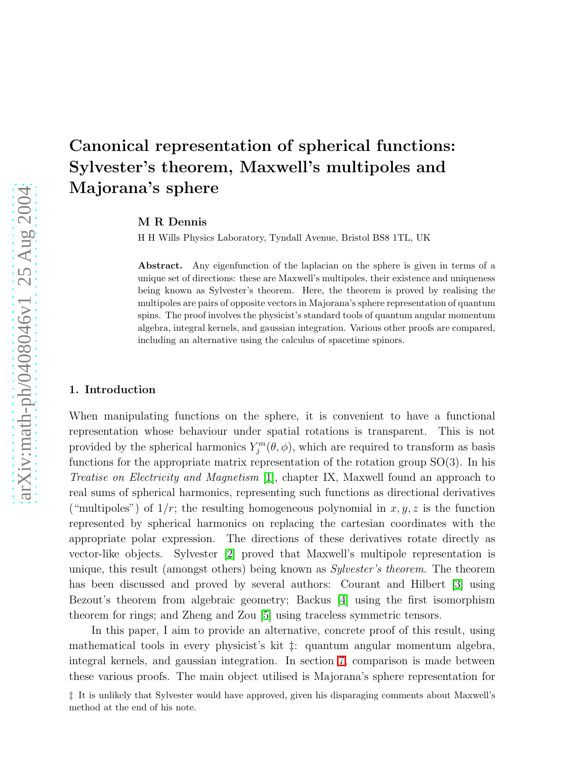# Canonical representation of spherical functions: Sylvester's theorem, Maxwell's multipoles and Majorana's sphere

**M R Dennis**

H H Wills Physics Laboratory, Tyndall Avenue, Bristol BS8 1TL, UK

**Abstract.** Any eigenfunction of the laplacian on the sphere is given in terms of a unique set of directions: these are Maxwell's multipoles, their existence and uniqueness being known as Sylvester's theorem. Here, the theorem is proved by realising the multipoles are pairs of opposite vectors in Majorana's sphere representation of quantum spins. The proof involves the physicist's standard tools of quantum angular momentum algebra, integral kernels, and gaussian integration. Various other proofs are compared, including an alternative using the calculus of spacetime spinors.

## 1. Introduction

When manipulating functions on the sphere, it is convenient to have a functional representation whose behaviour under spatial rotations is transparent. This is not provided by the spherical harmonics $Y_j^m(\theta, \phi)$, which are required to transform as basis functions for the appropriate matrix representation of the rotation group SO(3). In his *Treatise on Electricity and Magnetism* [1], chapter IX, Maxwell found an approach to real sums of spherical harmonics, representing such functions as directional derivatives ("multipoles") of $1/r$; the resulting homogeneous polynomial in $x, y, z$ is the function represented by spherical harmonics on replacing the cartesian coordinates with the appropriate polar expression. The directions of these derivatives rotate directly as vector-like objects. Sylvester [2] proved that Maxwell's multipole representation is unique, this result (amongst others) being known as *Sylvester's theorem*. The theorem has been discussed and proved by several authors: Courant and Hilbert [3] using Bezout's theorem from algebraic geometry; Backus [4] using the first isomorphism theorem for rings; and Zheng and Zou [5] using traceless symmetric tensors.

In this paper, I aim to provide an alternative, concrete proof of this result, using mathematical tools in every physicist's kit ‡: quantum angular momentum algebra, integral kernels, and gaussian integration. In section 7, comparison is made between these various proofs. The main object utilised is Majorana's sphere representation for

‡ It is unlikely that Sylvester would have approved, given his disparaging comments about Maxwell's method at the end of his note.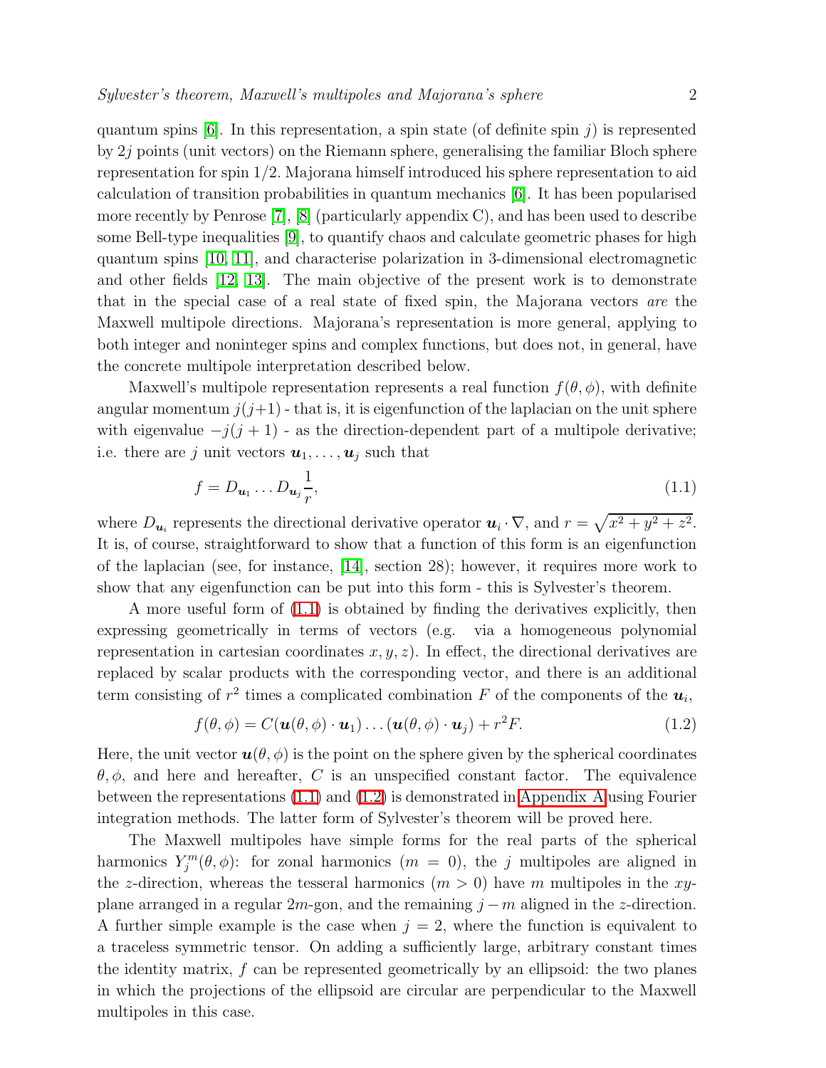quantum spins [6]. In this representation, a spin state (of definite spin $j$) is represented by $2j$ points (unit vectors) on the Riemann sphere, generalising the familiar Bloch sphere representation for spin 1/2. Majorana himself introduced his sphere representation to aid calculation of transition probabilities in quantum mechanics [6]. It has been popularised more recently by Penrose [7], [8] (particularly appendix C), and has been used to describe some Bell-type inequalities [9], to quantify chaos and calculate geometric phases for high quantum spins [10, 11], and characterise polarization in 3-dimensional electromagnetic and other fields [12, 13]. The main objective of the present work is to demonstrate that in the special case of a real state of fixed spin, the Majorana vectors *are* the Maxwell multipole directions. Majorana's representation is more general, applying to both integer and noninteger spins and complex functions, but does not, in general, have the concrete multipole interpretation described below.

Maxwell's multipole representation represents a real function $f(\theta, \phi)$, with definite angular momentum $j(j+1)$ - that is, it is eigenfunction of the laplacian on the unit sphere with eigenvalue $-j(j+1)$ - as the direction-dependent part of a multipole derivative; i.e. there are $j$ unit vectors $\boldsymbol{u}_1, \ldots, \boldsymbol{u}_j$ such that

$$f = D_{\boldsymbol{u}_1} \ldots D_{\boldsymbol{u}_j} \frac{1}{r}, \tag{1.1}$$

where $D_{\boldsymbol{u}_i}$ represents the directional derivative operator $\boldsymbol{u}_i \cdot \nabla$, and $r = \sqrt{x^2 + y^2 + z^2}$. It is, of course, straightforward to show that a function of this form is an eigenfunction of the laplacian (see, for instance, [14], section 28); however, it requires more work to show that any eigenfunction can be put into this form - this is Sylvester's theorem.

A more useful form of (1.1) is obtained by finding the derivatives explicitly, then expressing geometrically in terms of vectors (e.g. via a homogeneous polynomial representation in cartesian coordinates $x, y, z$). In effect, the directional derivatives are replaced by scalar products with the corresponding vector, and there is an additional term consisting of $r^2$ times a complicated combination $F$ of the components of the $\boldsymbol{u}_i$,

$$f(\theta, \phi) = C(\boldsymbol{u}(\theta, \phi) \cdot \boldsymbol{u}_1) \ldots (\boldsymbol{u}(\theta, \phi) \cdot \boldsymbol{u}_j) + r^2 F. \tag{1.2}$$

Here, the unit vector $\boldsymbol{u}(\theta, \phi)$ is the point on the sphere given by the spherical coordinates $\theta, \phi$, and here and hereafter, $C$ is an unspecified constant factor. The equivalence between the representations (1.1) and (1.2) is demonstrated in Appendix A using Fourier integration methods. The latter form of Sylvester's theorem will be proved here.

The Maxwell multipoles have simple forms for the real parts of the spherical harmonics $Y_j^m(\theta, \phi)$: for zonal harmonics ($m = 0$), the $j$ multipoles are aligned in the $z$-direction, whereas the tesseral harmonics ($m > 0$) have $m$ multipoles in the $xy$-plane arranged in a regular $2m$-gon, and the remaining $j - m$ aligned in the $z$-direction. A further simple example is the case when $j = 2$, where the function is equivalent to a traceless symmetric tensor. On adding a sufficiently large, arbitrary constant times the identity matrix, $f$ can be represented geometrically by an ellipsoid: the two planes in which the projections of the ellipsoid are circular are perpendicular to the Maxwell multipoles in this case.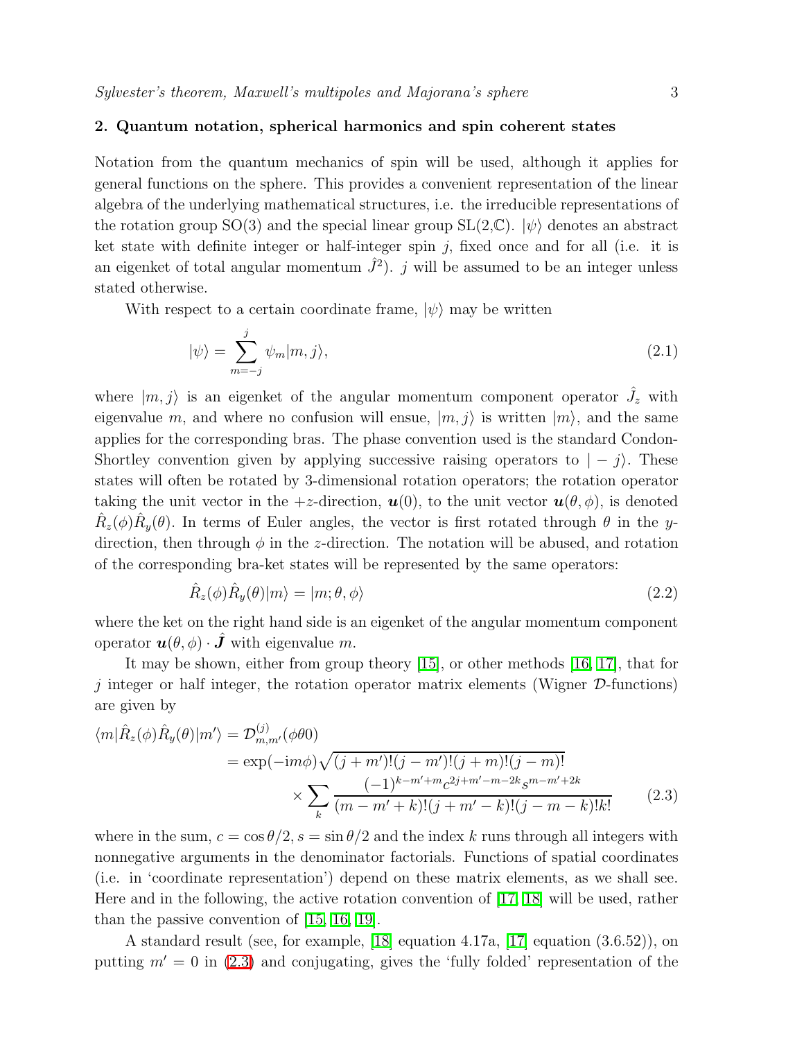## 2. Quantum notation, spherical harmonics and spin coherent states

Notation from the quantum mechanics of spin will be used, although it applies for general functions on the sphere. This provides a convenient representation of the linear algebra of the underlying mathematical structures, i.e. the irreducible representations of the rotation group SO(3) and the special linear group SL(2,ℂ). $|\psi\rangle$ denotes an abstract ket state with definite integer or half-integer spin $j$, fixed once and for all (i.e. it is an eigenket of total angular momentum $\hat{J}^2$). $j$ will be assumed to be an integer unless stated otherwise.

With respect to a certain coordinate frame, $|\psi\rangle$ may be written

$$|\psi\rangle = \sum_{m=-j}^{j} \psi_m |m, j\rangle, \tag{2.1}$$

where $|m, j\rangle$ is an eigenket of the angular momentum component operator $\hat{J}_z$ with eigenvalue $m$, and where no confusion will ensue, $|m, j\rangle$ is written $|m\rangle$, and the same applies for the corresponding bras. The phase convention used is the standard Condon-Shortley convention given by applying successive raising operators to $|-j\rangle$. These states will often be rotated by 3-dimensional rotation operators; the rotation operator taking the unit vector in the $+z$-direction, $\boldsymbol{u}(0)$, to the unit vector $\boldsymbol{u}(\theta, \phi)$, is denoted $\hat{R}_z(\phi)\hat{R}_y(\theta)$. In terms of Euler angles, the vector is first rotated through $\theta$ in the $y$-direction, then through $\phi$ in the $z$-direction. The notation will be abused, and rotation of the corresponding bra-ket states will be represented by the same operators:

$$\hat{R}_z(\phi)\hat{R}_y(\theta)|m\rangle = |m; \theta, \phi\rangle \tag{2.2}$$

where the ket on the right hand side is an eigenket of the angular momentum component operator $\boldsymbol{u}(\theta, \phi) \cdot \hat{\boldsymbol{J}}$ with eigenvalue $m$.

It may be shown, either from group theory [15], or other methods [16, 17], that for $j$ integer or half integer, the rotation operator matrix elements (Wigner $\mathcal{D}$-functions) are given by

$$\begin{aligned}
\langle m|\hat{R}_z(\phi)\hat{R}_y(\theta)|m'\rangle &= \mathcal{D}^{(j)}_{m,m'}(\phi\theta 0) \\
&= \exp(-\mathrm{i}m\phi)\sqrt{(j+m')!(j-m')!(j+m)!(j-m)!} \\
&\quad \times \sum_k \frac{(-1)^{k-m'+m} c^{2j+m'-m-2k} s^{m-m'+2k}}{(m-m'+k)!(j+m'-k)!(j-m-k)!k!}
\end{aligned} \tag{2.3}$$

where in the sum, $c = \cos\theta/2, s = \sin\theta/2$ and the index $k$ runs through all integers with nonnegative arguments in the denominator factorials. Functions of spatial coordinates (i.e. in 'coordinate representation') depend on these matrix elements, as we shall see. Here and in the following, the active rotation convention of [17, 18] will be used, rather than the passive convention of [15, 16, 19].

A standard result (see, for example, [18] equation 4.17a, [17] equation (3.6.52)), on putting $m' = 0$ in (2.3) and conjugating, gives the 'fully folded' representation of the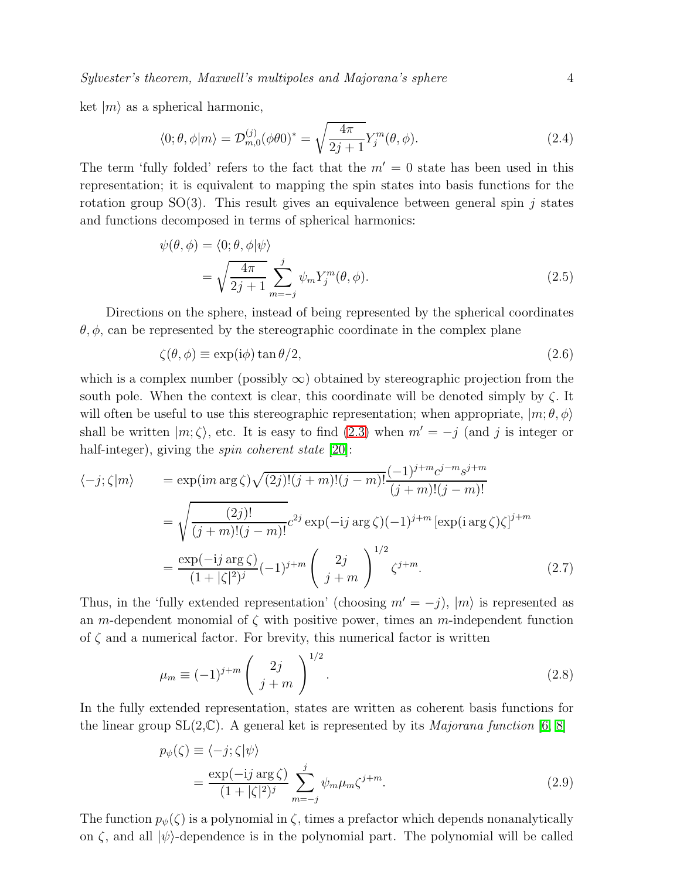ket $|m\rangle$ as a spherical harmonic,

$$\langle 0;\theta,\phi|m\rangle = \mathcal{D}^{(j)}_{m,0}(\phi\theta 0)^* = \sqrt{\frac{4\pi}{2j+1}}Y^m_j(\theta,\phi). \tag{2.4}$$

The term 'fully folded' refers to the fact that the $m' = 0$ state has been used in this representation; it is equivalent to mapping the spin states into basis functions for the rotation group SO(3). This result gives an equivalence between general spin $j$ states and functions decomposed in terms of spherical harmonics:

$$\begin{aligned}\psi(\theta,\phi) &= \langle 0;\theta,\phi|\psi\rangle \\ &= \sqrt{\frac{4\pi}{2j+1}}\sum_{m=-j}^{j}\psi_m Y^m_j(\theta,\phi).\end{aligned} \tag{2.5}$$

Directions on the sphere, instead of being represented by the spherical coordinates $\theta,\phi$, can be represented by the stereographic coordinate in the complex plane

$$\zeta(\theta,\phi) \equiv \exp(\mathrm{i}\phi)\tan\theta/2, \tag{2.6}$$

which is a complex number (possibly $\infty$) obtained by stereographic projection from the south pole. When the context is clear, this coordinate will be denoted simply by $\zeta$. It will often be useful to use this stereographic representation; when appropriate, $|m;\theta,\phi\rangle$ shall be written $|m;\zeta\rangle$, etc. It is easy to find (2.3) when $m' = -j$ (and $j$ is integer or half-integer), giving the *spin coherent state* [20]:

$$\begin{aligned}\langle -j;\zeta|m\rangle &= \exp(\mathrm{i}m\arg\zeta)\sqrt{(2j)!(j+m)!(j-m)!}\frac{(-1)^{j+m}c^{j-m}s^{j+m}}{(j+m)!(j-m)!} \\ &= \sqrt{\frac{(2j)!}{(j+m)!(j-m)!}}c^{2j}\exp(-\mathrm{i}j\arg\zeta)(-1)^{j+m}\left[\exp(\mathrm{i}\arg\zeta)\zeta\right]^{j+m} \\ &= \frac{\exp(-\mathrm{i}j\arg\zeta)}{(1+|\zeta|^2)^j}(-1)^{j+m}\left(\begin{array}{c}2j\\ j+m\end{array}\right)^{1/2}\zeta^{j+m}.\end{aligned} \tag{2.7}$$

Thus, in the 'fully extended representation' (choosing $m' = -j$), $|m\rangle$ is represented as an $m$-dependent monomial of $\zeta$ with positive power, times an $m$-independent function of $\zeta$ and a numerical factor. For brevity, this numerical factor is written

$$\mu_m \equiv (-1)^{j+m}\left(\begin{array}{c}2j\\ j+m\end{array}\right)^{1/2}. \tag{2.8}$$

In the fully extended representation, states are written as coherent basis functions for the linear group SL(2,$\mathbb{C}$). A general ket is represented by its *Majorana function* [6, 8]

$$\begin{aligned}p_\psi(\zeta) &\equiv \langle -j;\zeta|\psi\rangle \\ &= \frac{\exp(-\mathrm{i}j\arg\zeta)}{(1+|\zeta|^2)^j}\sum_{m=-j}^{j}\psi_m\mu_m\zeta^{j+m}.\end{aligned} \tag{2.9}$$

The function $p_\psi(\zeta)$ is a polynomial in $\zeta$, times a prefactor which depends nonanalytically on $\zeta$, and all $|\psi\rangle$-dependence is in the polynomial part. The polynomial will be called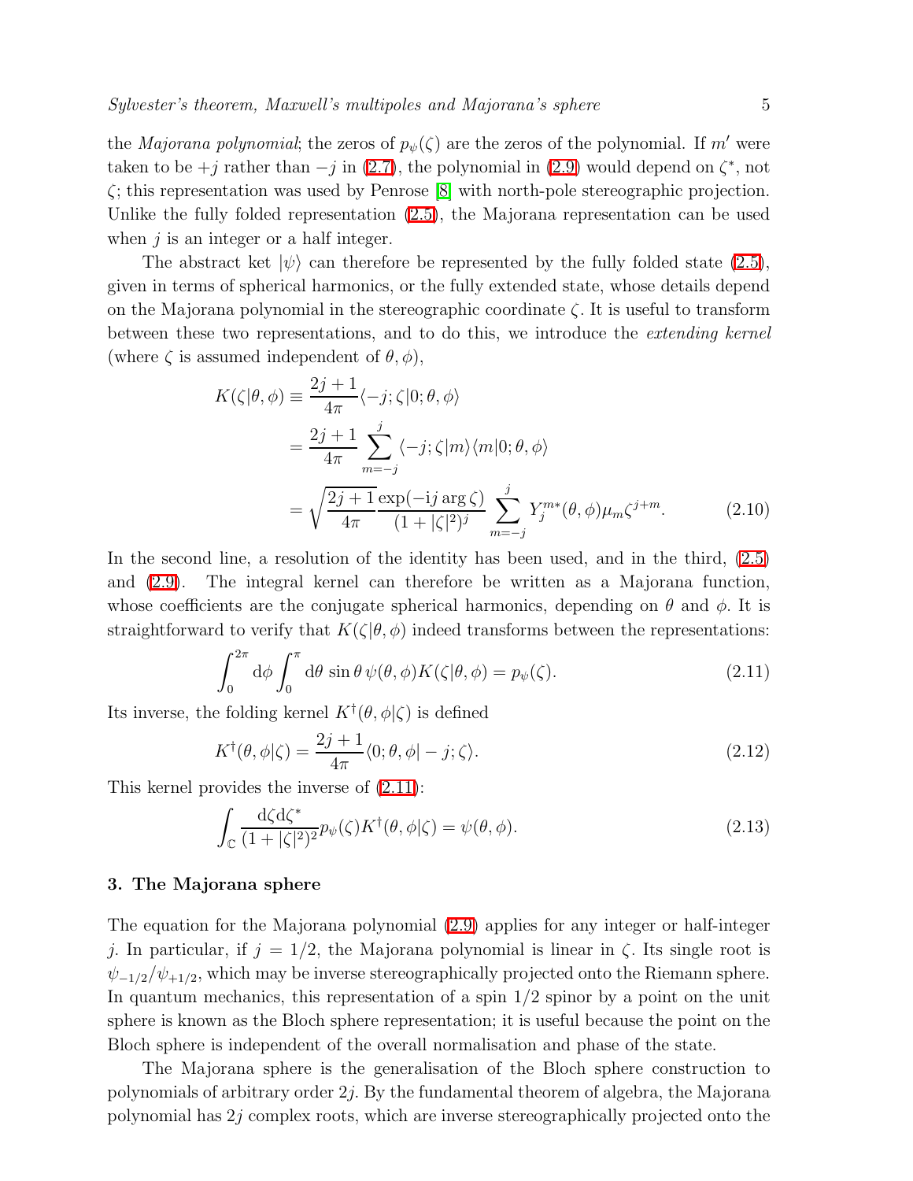the *Majorana polynomial*; the zeros of $p_\psi(\zeta)$ are the zeros of the polynomial. If $m'$ were taken to be $+j$ rather than $-j$ in (2.7), the polynomial in (2.9) would depend on $\zeta^*$, not $\zeta$; this representation was used by Penrose [8] with north-pole stereographic projection. Unlike the fully folded representation (2.5), the Majorana representation can be used when $j$ is an integer or a half integer.

The abstract ket $|\psi\rangle$ can therefore be represented by the fully folded state (2.5), given in terms of spherical harmonics, or the fully extended state, whose details depend on the Majorana polynomial in the stereographic coordinate $\zeta$. It is useful to transform between these two representations, and to do this, we introduce the *extending kernel* (where $\zeta$ is assumed independent of $\theta, \phi$),

$$
\begin{aligned}
K(\zeta|\theta,\phi) &\equiv \frac{2j+1}{4\pi}\langle -j;\zeta|0;\theta,\phi\rangle \\
&= \frac{2j+1}{4\pi}\sum_{m=-j}^{j}\langle -j;\zeta|m\rangle\langle m|0;\theta,\phi\rangle \\
&= \sqrt{\frac{2j+1}{4\pi}}\frac{\exp(-\mathrm{i}j\arg\zeta)}{(1+|\zeta|^2)^j}\sum_{m=-j}^{j} Y_j^{m*}(\theta,\phi)\mu_m\zeta^{j+m}.
\end{aligned}
\tag{2.10}
$$

In the second line, a resolution of the identity has been used, and in the third, (2.5) and (2.9). The integral kernel can therefore be written as a Majorana function, whose coefficients are the conjugate spherical harmonics, depending on $\theta$ and $\phi$. It is straightforward to verify that $K(\zeta|\theta,\phi)$ indeed transforms between the representations:

$$
\int_0^{2\pi}\mathrm{d}\phi\int_0^{\pi}\mathrm{d}\theta\,\sin\theta\,\psi(\theta,\phi)K(\zeta|\theta,\phi) = p_\psi(\zeta). \tag{2.11}
$$

Its inverse, the folding kernel $K^\dagger(\theta,\phi|\zeta)$ is defined

$$
K^\dagger(\theta,\phi|\zeta) = \frac{2j+1}{4\pi}\langle 0;\theta,\phi|-j;\zeta\rangle. \tag{2.12}
$$

This kernel provides the inverse of (2.11):

$$
\int_{\mathbb{C}}\frac{\mathrm{d}\zeta\mathrm{d}\zeta^*}{(1+|\zeta|^2)^2}p_\psi(\zeta)K^\dagger(\theta,\phi|\zeta) = \psi(\theta,\phi). \tag{2.13}
$$

## 3. The Majorana sphere

The equation for the Majorana polynomial (2.9) applies for any integer or half-integer $j$. In particular, if $j = 1/2$, the Majorana polynomial is linear in $\zeta$. Its single root is $\psi_{-1/2}/\psi_{+1/2}$, which may be inverse stereographically projected onto the Riemann sphere. In quantum mechanics, this representation of a spin 1/2 spinor by a point on the unit sphere is known as the Bloch sphere representation; it is useful because the point on the Bloch sphere is independent of the overall normalisation and phase of the state.

The Majorana sphere is the generalisation of the Bloch sphere construction to polynomials of arbitrary order $2j$. By the fundamental theorem of algebra, the Majorana polynomial has $2j$ complex roots, which are inverse stereographically projected onto the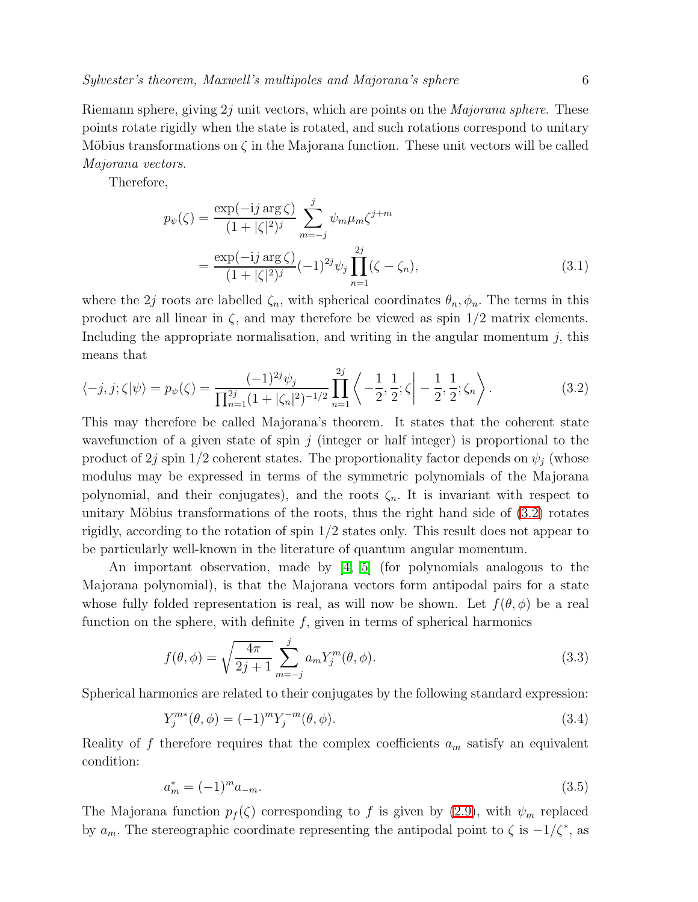Riemann sphere, giving $2j$ unit vectors, which are points on the *Majorana sphere*. These points rotate rigidly when the state is rotated, and such rotations correspond to unitary Möbius transformations on $\zeta$ in the Majorana function. These unit vectors will be called *Majorana vectors*.

Therefore,

$$
\begin{aligned}
p_\psi(\zeta) &= \frac{\exp(-\mathrm{i}j\arg\zeta)}{(1+|\zeta|^2)^j}\sum_{m=-j}^{j}\psi_m\mu_m\zeta^{j+m} \\
&= \frac{\exp(-\mathrm{i}j\arg\zeta)}{(1+|\zeta|^2)^j}(-1)^{2j}\psi_j\prod_{n=1}^{2j}(\zeta-\zeta_n),
\end{aligned}
\tag{3.1}
$$

where the $2j$ roots are labelled $\zeta_n$, with spherical coordinates $\theta_n, \phi_n$. The terms in this product are all linear in $\zeta$, and may therefore be viewed as spin 1/2 matrix elements. Including the appropriate normalisation, and writing in the angular momentum $j$, this means that

$$
\langle -j, j; \zeta|\psi\rangle = p_\psi(\zeta) = \frac{(-1)^{2j}\psi_j}{\prod_{n=1}^{2j}(1+|\zeta_n|^2)^{-1/2}}\prod_{n=1}^{2j}\left\langle -\frac{1}{2},\frac{1}{2};\zeta\middle| -\frac{1}{2},\frac{1}{2};\zeta_n\right\rangle. \tag{3.2}
$$

This may therefore be called Majorana's theorem. It states that the coherent state wavefunction of a given state of spin $j$ (integer or half integer) is proportional to the product of $2j$ spin 1/2 coherent states. The proportionality factor depends on $\psi_j$ (whose modulus may be expressed in terms of the symmetric polynomials of the Majorana polynomial, and their conjugates), and the roots $\zeta_n$. It is invariant with respect to unitary Möbius transformations of the roots, thus the right hand side of (3.2) rotates rigidly, according to the rotation of spin 1/2 states only. This result does not appear to be particularly well-known in the literature of quantum angular momentum.

An important observation, made by [4, 5] (for polynomials analogous to the Majorana polynomial), is that the Majorana vectors form antipodal pairs for a state whose fully folded representation is real, as will now be shown. Let $f(\theta, \phi)$ be a real function on the sphere, with definite $f$, given in terms of spherical harmonics

$$
f(\theta,\phi) = \sqrt{\frac{4\pi}{2j+1}}\sum_{m=-j}^{j}a_m Y_j^m(\theta,\phi). \tag{3.3}
$$

Spherical harmonics are related to their conjugates by the following standard expression:

$$
Y_j^{m*}(\theta,\phi) = (-1)^m Y_j^{-m}(\theta,\phi). \tag{3.4}
$$

Reality of $f$ therefore requires that the complex coefficients $a_m$ satisfy an equivalent condition:

$$
a_m^* = (-1)^m a_{-m}. \tag{3.5}
$$

The Majorana function $p_f(\zeta)$ corresponding to $f$ is given by (2.9), with $\psi_m$ replaced by $a_m$. The stereographic coordinate representing the antipodal point to $\zeta$ is $-1/\zeta^*$, as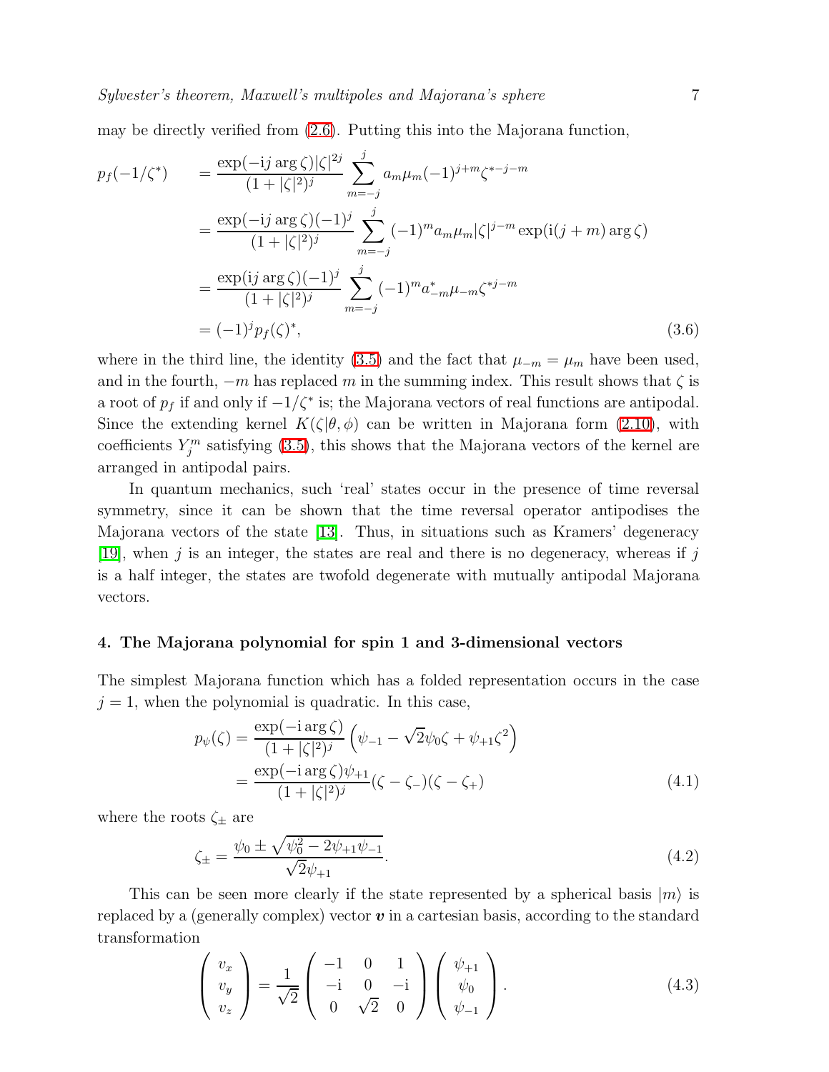may be directly verified from (2.6). Putting this into the Majorana function,

$$
\begin{aligned}
p_f(-1/\zeta^*) \quad &= \frac{\exp(-\mathrm{i}j\arg\zeta)|\zeta|^{2j}}{(1+|\zeta|^2)^j}\sum_{m=-j}^{j} a_m\mu_m(-1)^{j+m}\zeta^{*-j-m} \\
&= \frac{\exp(-\mathrm{i}j\arg\zeta)(-1)^j}{(1+|\zeta|^2)^j}\sum_{m=-j}^{j}(-1)^m a_m\mu_m|\zeta|^{j-m}\exp(\mathrm{i}(j+m)\arg\zeta) \\
&= \frac{\exp(\mathrm{i}j\arg\zeta)(-1)^j}{(1+|\zeta|^2)^j}\sum_{m=-j}^{j}(-1)^m a^*_{-m}\mu_{-m}\zeta^{*j-m} \\
&= (-1)^j p_f(\zeta)^*,
\end{aligned}
\tag{3.6}
$$

where in the third line, the identity (3.5) and the fact that $\mu_{-m} = \mu_m$ have been used, and in the fourth, $-m$ has replaced $m$ in the summing index. This result shows that $\zeta$ is a root of $p_f$ if and only if $-1/\zeta^*$ is; the Majorana vectors of real functions are antipodal. Since the extending kernel $K(\zeta|\theta,\phi)$ can be written in Majorana form (2.10), with coefficients $Y_j^m$ satisfying (3.5), this shows that the Majorana vectors of the kernel are arranged in antipodal pairs.

In quantum mechanics, such 'real' states occur in the presence of time reversal symmetry, since it can be shown that the time reversal operator antipodises the Majorana vectors of the state [13]. Thus, in situations such as Kramers' degeneracy [19], when $j$ is an integer, the states are real and there is no degeneracy, whereas if $j$ is a half integer, the states are twofold degenerate with mutually antipodal Majorana vectors.

## 4. The Majorana polynomial for spin 1 and 3-dimensional vectors

The simplest Majorana function which has a folded representation occurs in the case $j = 1$, when the polynomial is quadratic. In this case,

$$
\begin{aligned}
p_\psi(\zeta) &= \frac{\exp(-\mathrm{i}\arg\zeta)}{(1+|\zeta|^2)^j}\left(\psi_{-1} - \sqrt{2}\psi_0\zeta + \psi_{+1}\zeta^2\right) \\
&= \frac{\exp(-\mathrm{i}\arg\zeta)\psi_{+1}}{(1+|\zeta|^2)^j}(\zeta-\zeta_-)(\zeta-\zeta_+)
\end{aligned}
\tag{4.1}
$$

where the roots $\zeta_\pm$ are

$$
\zeta_\pm = \frac{\psi_0 \pm \sqrt{\psi_0^2 - 2\psi_{+1}\psi_{-1}}}{\sqrt{2}\psi_{+1}}. \tag{4.2}
$$

This can be seen more clearly if the state represented by a spherical basis $|m\rangle$ is replaced by a (generally complex) vector $\boldsymbol{v}$ in a cartesian basis, according to the standard transformation

$$
\begin{pmatrix} v_x \\ v_y \\ v_z \end{pmatrix} = \frac{1}{\sqrt{2}}\begin{pmatrix} -1 & 0 & 1 \\ -\mathrm{i} & 0 & -\mathrm{i} \\ 0 & \sqrt{2} & 0 \end{pmatrix}\begin{pmatrix} \psi_{+1} \\ \psi_0 \\ \psi_{-1} \end{pmatrix}. \tag{4.3}
$$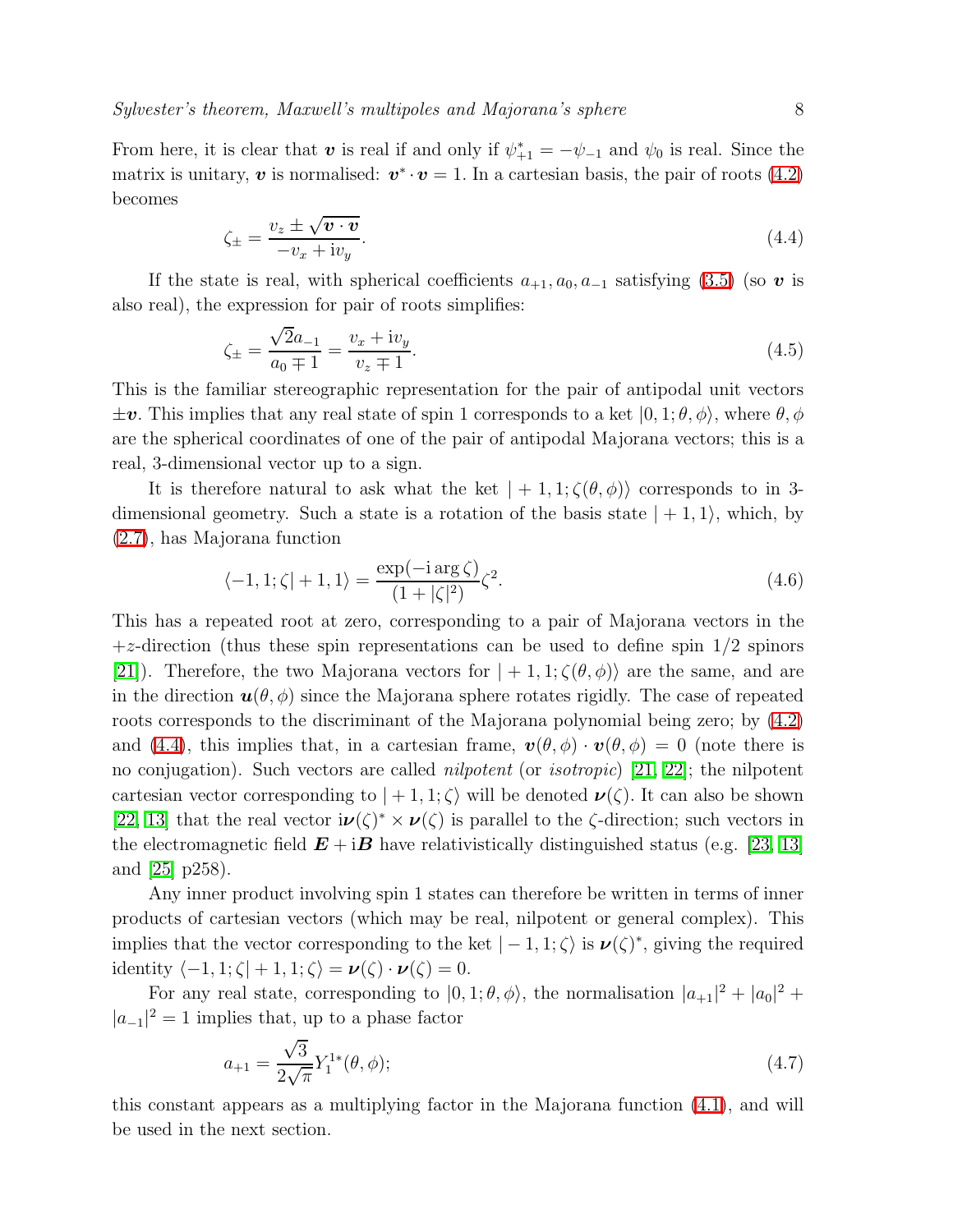From here, it is clear that $\boldsymbol{v}$ is real if and only if $\psi_{+1}^* = -\psi_{-1}$ and $\psi_0$ is real. Since the matrix is unitary, $\boldsymbol{v}$ is normalised: $\boldsymbol{v}^* \cdot \boldsymbol{v} = 1$. In a cartesian basis, the pair of roots (4.2) becomes

$$\zeta_\pm = \frac{v_z \pm \sqrt{\boldsymbol{v} \cdot \boldsymbol{v}}}{-v_x + \mathrm{i} v_y}. \tag{4.4}$$

If the state is real, with spherical coefficients $a_{+1}, a_0, a_{-1}$ satisfying (3.5) (so $\boldsymbol{v}$ is also real), the expression for pair of roots simplifies:

$$\zeta_\pm = \frac{\sqrt{2} a_{-1}}{a_0 \mp 1} = \frac{v_x + \mathrm{i} v_y}{v_z \mp 1}. \tag{4.5}$$

This is the familiar stereographic representation for the pair of antipodal unit vectors $\pm \boldsymbol{v}$. This implies that any real state of spin 1 corresponds to a ket $|0, 1; \theta, \phi\rangle$, where $\theta, \phi$ are the spherical coordinates of one of the pair of antipodal Majorana vectors; this is a real, 3-dimensional vector up to a sign.

It is therefore natural to ask what the ket $|+1, 1; \zeta(\theta, \phi)\rangle$ corresponds to in 3-dimensional geometry. Such a state is a rotation of the basis state $|+1, 1\rangle$, which, by (2.7), has Majorana function

$$\langle -1, 1; \zeta | +1, 1\rangle = \frac{\exp(-\mathrm{i} \arg \zeta)}{(1 + |\zeta|^2)} \zeta^2. \tag{4.6}$$

This has a repeated root at zero, corresponding to a pair of Majorana vectors in the $+z$-direction (thus these spin representations can be used to define spin 1/2 spinors [21]). Therefore, the two Majorana vectors for $|+1, 1; \zeta(\theta, \phi)\rangle$ are the same, and are in the direction $\boldsymbol{u}(\theta, \phi)$ since the Majorana sphere rotates rigidly. The case of repeated roots corresponds to the discriminant of the Majorana polynomial being zero; by (4.2) and (4.4), this implies that, in a cartesian frame, $\boldsymbol{v}(\theta, \phi) \cdot \boldsymbol{v}(\theta, \phi) = 0$ (note there is no conjugation). Such vectors are called *nilpotent* (or *isotropic*) [21, 22]; the nilpotent cartesian vector corresponding to $|+1, 1; \zeta\rangle$ will be denoted $\boldsymbol{\nu}(\zeta)$. It can also be shown [22, 13] that the real vector $\mathrm{i}\boldsymbol{\nu}(\zeta)^* \times \boldsymbol{\nu}(\zeta)$ is parallel to the $\zeta$-direction; such vectors in the electromagnetic field $\boldsymbol{E} + \mathrm{i}\boldsymbol{B}$ have relativistically distinguished status (e.g. [23, 13] and [25] p258).

Any inner product involving spin 1 states can therefore be written in terms of inner products of cartesian vectors (which may be real, nilpotent or general complex). This implies that the vector corresponding to the ket $|-1, 1; \zeta\rangle$ is $\boldsymbol{\nu}(\zeta)^*$, giving the required identity $\langle -1, 1; \zeta | +1, 1; \zeta\rangle = \boldsymbol{\nu}(\zeta) \cdot \boldsymbol{\nu}(\zeta) = 0$.

For any real state, corresponding to $|0, 1; \theta, \phi\rangle$, the normalisation $|a_{+1}|^2 + |a_0|^2 + |a_{-1}|^2 = 1$ implies that, up to a phase factor

$$a_{+1} = \frac{\sqrt{3}}{2\sqrt{\pi}} Y_1^{1*}(\theta, \phi); \tag{4.7}$$

this constant appears as a multiplying factor in the Majorana function (4.1), and will be used in the next section.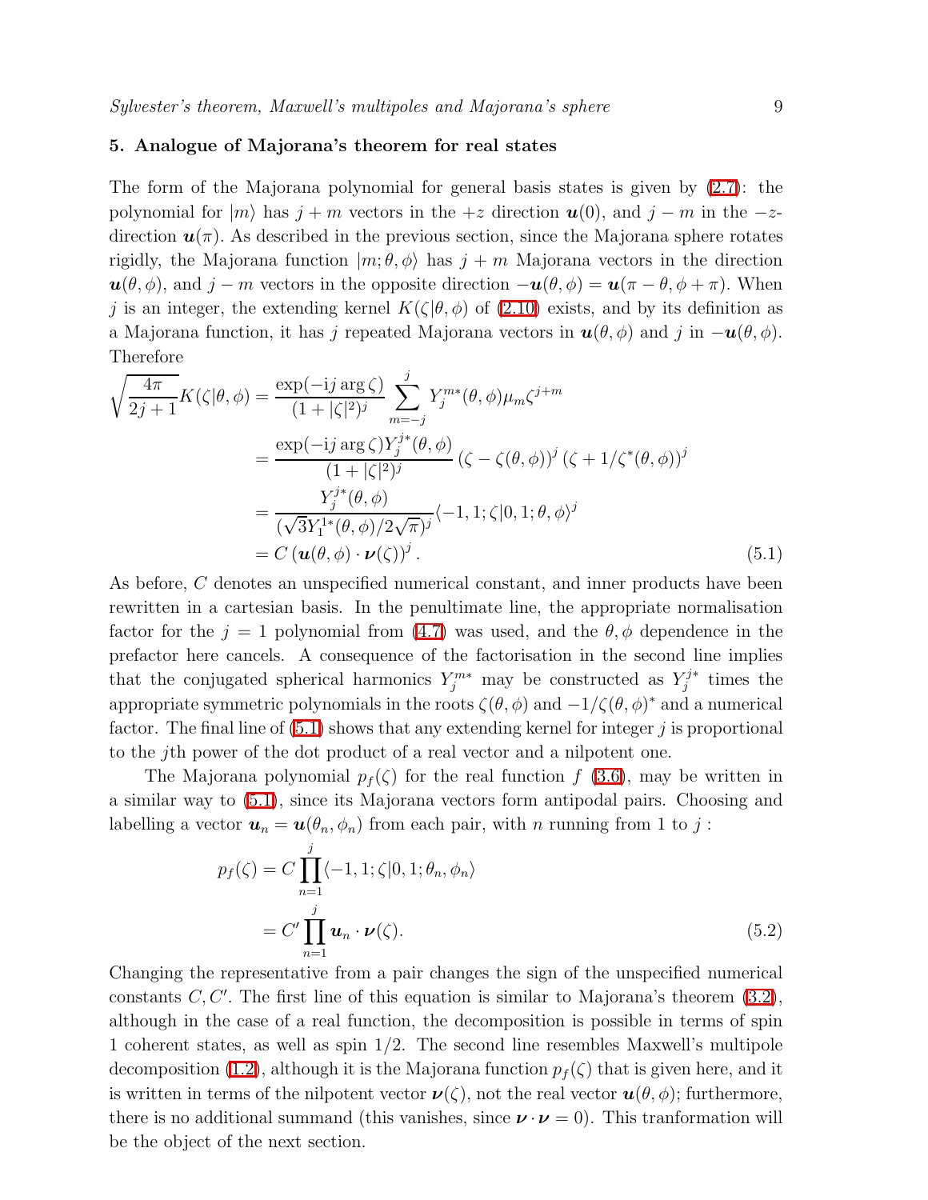## 5. Analogue of Majorana's theorem for real states

The form of the Majorana polynomial for general basis states is given by (2.7): the polynomial for $|m\rangle$ has $j+m$ vectors in the $+z$ direction $\boldsymbol{u}(0)$, and $j-m$ in the $-z$-direction $\boldsymbol{u}(\pi)$. As described in the previous section, since the Majorana sphere rotates rigidly, the Majorana function $|m;\theta,\phi\rangle$ has $j+m$ Majorana vectors in the direction $\boldsymbol{u}(\theta,\phi)$, and $j-m$ vectors in the opposite direction $-\boldsymbol{u}(\theta,\phi) = \boldsymbol{u}(\pi-\theta,\phi+\pi)$. When $j$ is an integer, the extending kernel $K(\zeta|\theta,\phi)$ of (2.10) exists, and by its definition as a Majorana function, it has $j$ repeated Majorana vectors in $\boldsymbol{u}(\theta,\phi)$ and $j$ in $-\boldsymbol{u}(\theta,\phi)$. Therefore

$$
\begin{aligned}
\sqrt{\frac{4\pi}{2j+1}}K(\zeta|\theta,\phi) &= \frac{\exp(-\mathrm{i}j\arg\zeta)}{(1+|\zeta|^2)^j}\sum_{m=-j}^{j} Y_j^{m*}(\theta,\phi)\mu_m\zeta^{j+m} \\
&= \frac{\exp(-\mathrm{i}j\arg\zeta)Y_j^{j*}(\theta,\phi)}{(1+|\zeta|^2)^j}\left(\zeta-\zeta(\theta,\phi)\right)^j\left(\zeta+1/\zeta^*(\theta,\phi)\right)^j \\
&= \frac{Y_j^{j*}(\theta,\phi)}{(\sqrt{3}Y_1^{1*}(\theta,\phi)/2\sqrt{\pi})^j}\langle -1,1;\zeta|0,1;\theta,\phi\rangle^j \\
&= C\left(\boldsymbol{u}(\theta,\phi)\cdot\boldsymbol{\nu}(\zeta)\right)^j.
\end{aligned}
\tag{5.1}
$$

As before, $C$ denotes an unspecified numerical constant, and inner products have been rewritten in a cartesian basis. In the penultimate line, the appropriate normalisation factor for the $j=1$ polynomial from (4.7) was used, and the $\theta,\phi$ dependence in the prefactor here cancels. A consequence of the factorisation in the second line implies that the conjugated spherical harmonics $Y_j^{m*}$ may be constructed as $Y_j^{j*}$ times the appropriate symmetric polynomials in the roots $\zeta(\theta,\phi)$ and $-1/\zeta(\theta,\phi)^*$ and a numerical factor. The final line of (5.1) shows that any extending kernel for integer $j$ is proportional to the $j$th power of the dot product of a real vector and a nilpotent one.

The Majorana polynomial $p_f(\zeta)$ for the real function $f$ (3.6), may be written in a similar way to (5.1), since its Majorana vectors form antipodal pairs. Choosing and labelling a vector $\boldsymbol{u}_n = \boldsymbol{u}(\theta_n,\phi_n)$ from each pair, with $n$ running from 1 to $j$ :

$$
\begin{aligned}
p_f(\zeta) &= C\prod_{n=1}^{j}\langle -1,1;\zeta|0,1;\theta_n,\phi_n\rangle \\
&= C'\prod_{n=1}^{j}\boldsymbol{u}_n\cdot\boldsymbol{\nu}(\zeta).
\end{aligned}
\tag{5.2}
$$

Changing the representative from a pair changes the sign of the unspecified numerical constants $C, C'$. The first line of this equation is similar to Majorana's theorem (3.2), although in the case of a real function, the decomposition is possible in terms of spin 1 coherent states, as well as spin 1/2. The second line resembles Maxwell's multipole decomposition (1.2), although it is the Majorana function $p_f(\zeta)$ that is given here, and it is written in terms of the nilpotent vector $\boldsymbol{\nu}(\zeta)$, not the real vector $\boldsymbol{u}(\theta,\phi)$; furthermore, there is no additional summand (this vanishes, since $\boldsymbol{\nu}\cdot\boldsymbol{\nu}=0$). This tranformation will be the object of the next section.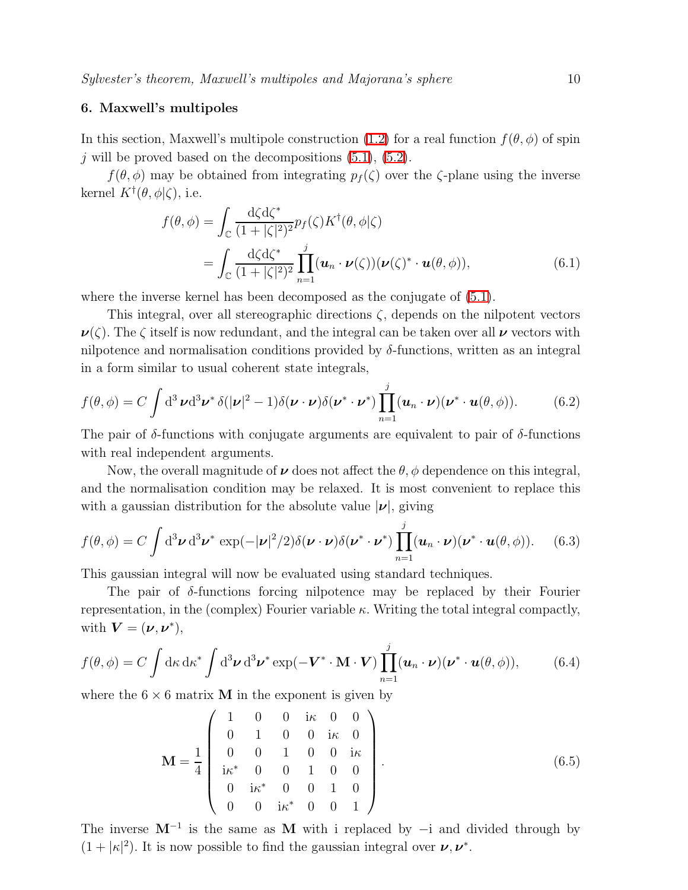## 6. Maxwell's multipoles

In this section, Maxwell's multipole construction (1.2) for a real function $f(\theta, \phi)$ of spin $j$ will be proved based on the decompositions (5.1), (5.2).

$f(\theta, \phi)$ may be obtained from integrating $p_f(\zeta)$ over the $\zeta$-plane using the inverse kernel $K^\dagger(\theta, \phi|\zeta)$, i.e.

$$
\begin{aligned}
f(\theta, \phi) &= \int_{\mathbb{C}} \frac{\mathrm{d}\zeta \mathrm{d}\zeta^*}{(1+|\zeta|^2)^2} p_f(\zeta) K^\dagger(\theta, \phi|\zeta) \\
&= \int_{\mathbb{C}} \frac{\mathrm{d}\zeta \mathrm{d}\zeta^*}{(1+|\zeta|^2)^2} \prod_{n=1}^{j} (\boldsymbol{u}_n \cdot \boldsymbol{\nu}(\zeta))(\boldsymbol{\nu}(\zeta)^* \cdot \boldsymbol{u}(\theta, \phi)),
\end{aligned}
\tag{6.1}
$$

where the inverse kernel has been decomposed as the conjugate of (5.1).

This integral, over all stereographic directions $\zeta$, depends on the nilpotent vectors $\boldsymbol{\nu}(\zeta)$. The $\zeta$ itself is now redundant, and the integral can be taken over all $\boldsymbol{\nu}$ vectors with nilpotence and normalisation conditions provided by $\delta$-functions, written as an integral in a form similar to usual coherent state integrals,

$$
f(\theta, \phi) = C \int \mathrm{d}^3\boldsymbol{\nu} \mathrm{d}^3\boldsymbol{\nu}^* \, \delta(|\boldsymbol{\nu}|^2 - 1)\delta(\boldsymbol{\nu}\cdot\boldsymbol{\nu})\delta(\boldsymbol{\nu}^*\cdot\boldsymbol{\nu}^*) \prod_{n=1}^{j} (\boldsymbol{u}_n \cdot \boldsymbol{\nu})(\boldsymbol{\nu}^* \cdot \boldsymbol{u}(\theta, \phi)).
\tag{6.2}
$$

The pair of $\delta$-functions with conjugate arguments are equivalent to pair of $\delta$-functions with real independent arguments.

Now, the overall magnitude of $\boldsymbol{\nu}$ does not affect the $\theta, \phi$ dependence on this integral, and the normalisation condition may be relaxed. It is most convenient to replace this with a gaussian distribution for the absolute value $|\boldsymbol{\nu}|$, giving

$$
f(\theta, \phi) = C \int \mathrm{d}^3\boldsymbol{\nu} \, \mathrm{d}^3\boldsymbol{\nu}^* \exp(-|\boldsymbol{\nu}|^2/2)\delta(\boldsymbol{\nu}\cdot\boldsymbol{\nu})\delta(\boldsymbol{\nu}^*\cdot\boldsymbol{\nu}^*) \prod_{n=1}^{j} (\boldsymbol{u}_n \cdot \boldsymbol{\nu})(\boldsymbol{\nu}^* \cdot \boldsymbol{u}(\theta, \phi)).
\tag{6.3}
$$

This gaussian integral will now be evaluated using standard techniques.

The pair of $\delta$-functions forcing nilpotence may be replaced by their Fourier representation, in the (complex) Fourier variable $\kappa$. Writing the total integral compactly, with $\boldsymbol{V} = (\boldsymbol{\nu}, \boldsymbol{\nu}^*)$,

$$
f(\theta, \phi) = C \int \mathrm{d}\kappa \, \mathrm{d}\kappa^* \int \mathrm{d}^3\boldsymbol{\nu} \, \mathrm{d}^3\boldsymbol{\nu}^* \exp(-\boldsymbol{V}^* \cdot \mathbf{M} \cdot \boldsymbol{V}) \prod_{n=1}^{j} (\boldsymbol{u}_n \cdot \boldsymbol{\nu})(\boldsymbol{\nu}^* \cdot \boldsymbol{u}(\theta, \phi)),
\tag{6.4}
$$

where the $6 \times 6$ matrix $\mathbf{M}$ in the exponent is given by

$$
\mathbf{M} = \frac{1}{4} \begin{pmatrix}
1 & 0 & 0 & \mathrm{i}\kappa & 0 & 0 \\
0 & 1 & 0 & 0 & \mathrm{i}\kappa & 0 \\
0 & 0 & 1 & 0 & 0 & \mathrm{i}\kappa \\
\mathrm{i}\kappa^* & 0 & 0 & 1 & 0 & 0 \\
0 & \mathrm{i}\kappa^* & 0 & 0 & 1 & 0 \\
0 & 0 & \mathrm{i}\kappa^* & 0 & 0 & 1
\end{pmatrix}.
\tag{6.5}
$$

The inverse $\mathbf{M}^{-1}$ is the same as $\mathbf{M}$ with i replaced by $-$i and divided through by $(1 + |\kappa|^2)$. It is now possible to find the gaussian integral over $\boldsymbol{\nu}, \boldsymbol{\nu}^*$.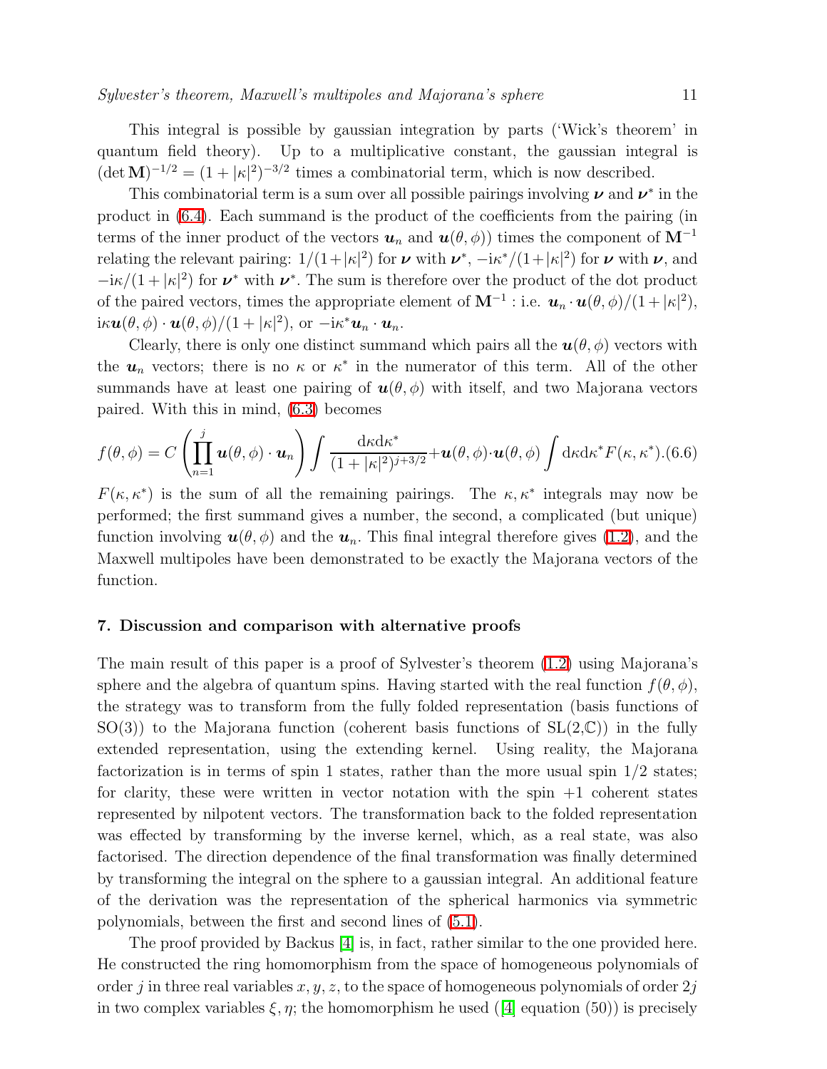This integral is possible by gaussian integration by parts ('Wick's theorem' in quantum field theory). Up to a multiplicative constant, the gaussian integral is $(\det \mathbf{M})^{-1/2} = (1+|\kappa|^2)^{-3/2}$ times a combinatorial term, which is now described.

This combinatorial term is a sum over all possible pairings involving $\boldsymbol{\nu}$ and $\boldsymbol{\nu}^*$ in the product in (6.4). Each summand is the product of the coefficients from the pairing (in terms of the inner product of the vectors $\boldsymbol{u}_n$ and $\boldsymbol{u}(\theta,\phi)$) times the component of $\mathbf{M}^{-1}$ relating the relevant pairing: $1/(1+|\kappa|^2)$ for $\boldsymbol{\nu}$ with $\boldsymbol{\nu}^*$, $-\mathrm{i}\kappa^*/(1+|\kappa|^2)$ for $\boldsymbol{\nu}$ with $\boldsymbol{\nu}$, and $-\mathrm{i}\kappa/(1+|\kappa|^2)$ for $\boldsymbol{\nu}^*$ with $\boldsymbol{\nu}^*$. The sum is therefore over the product of the dot product of the paired vectors, times the appropriate element of $\mathbf{M}^{-1}$ : i.e. $\boldsymbol{u}_n \cdot \boldsymbol{u}(\theta,\phi)/(1+|\kappa|^2)$, $\mathrm{i}\kappa \boldsymbol{u}(\theta,\phi)\cdot\boldsymbol{u}(\theta,\phi)/(1+|\kappa|^2)$, or $-\mathrm{i}\kappa^* \boldsymbol{u}_n \cdot \boldsymbol{u}_n$.

Clearly, there is only one distinct summand which pairs all the $\boldsymbol{u}(\theta,\phi)$ vectors with the $\boldsymbol{u}_n$ vectors; there is no $\kappa$ or $\kappa^*$ in the numerator of this term. All of the other summands have at least one pairing of $\boldsymbol{u}(\theta,\phi)$ with itself, and two Majorana vectors paired. With this in mind, (6.3) becomes

$$f(\theta,\phi) = C\left(\prod_{n=1}^{j} \boldsymbol{u}(\theta,\phi)\cdot\boldsymbol{u}_n\right)\int \frac{\mathrm{d}\kappa \mathrm{d}\kappa^*}{(1+|\kappa|^2)^{j+3/2}} + \boldsymbol{u}(\theta,\phi)\cdot\boldsymbol{u}(\theta,\phi)\int \mathrm{d}\kappa\mathrm{d}\kappa^* F(\kappa,\kappa^*). \quad (6.6)$$

$F(\kappa,\kappa^*)$ is the sum of all the remaining pairings. The $\kappa,\kappa^*$ integrals may now be performed; the first summand gives a number, the second, a complicated (but unique) function involving $\boldsymbol{u}(\theta,\phi)$ and the $\boldsymbol{u}_n$. This final integral therefore gives (1.2), and the Maxwell multipoles have been demonstrated to be exactly the Majorana vectors of the function.

## 7. Discussion and comparison with alternative proofs

The main result of this paper is a proof of Sylvester's theorem (1.2) using Majorana's sphere and the algebra of quantum spins. Having started with the real function $f(\theta,\phi)$, the strategy was to transform from the fully folded representation (basis functions of SO(3)) to the Majorana function (coherent basis functions of SL(2,$\mathbb{C}$)) in the fully extended representation, using the extending kernel. Using reality, the Majorana factorization is in terms of spin 1 states, rather than the more usual spin 1/2 states; for clarity, these were written in vector notation with the spin +1 coherent states represented by nilpotent vectors. The transformation back to the folded representation was effected by transforming by the inverse kernel, which, as a real state, was also factorised. The direction dependence of the final transformation was finally determined by transforming the integral on the sphere to a gaussian integral. An additional feature of the derivation was the representation of the spherical harmonics via symmetric polynomials, between the first and second lines of (5.1).

The proof provided by Backus [4] is, in fact, rather similar to the one provided here. He constructed the ring homomorphism from the space of homogeneous polynomials of order $j$ in three real variables $x,y,z$, to the space of homogeneous polynomials of order $2j$ in two complex variables $\xi,\eta$; the homomorphism he used ([4] equation (50)) is precisely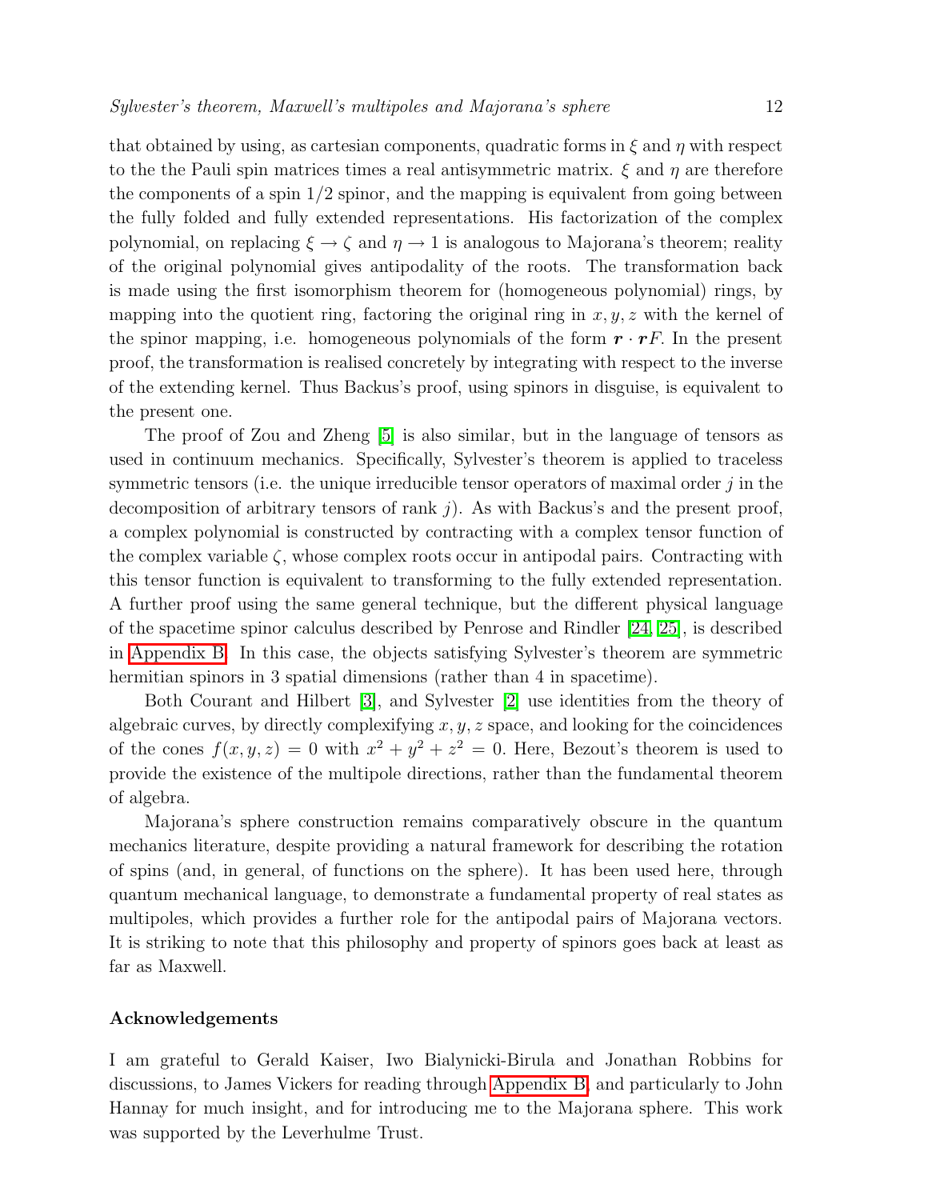that obtained by using, as cartesian components, quadratic forms in $\xi$ and $\eta$ with respect to the the Pauli spin matrices times a real antisymmetric matrix. $\xi$ and $\eta$ are therefore the components of a spin 1/2 spinor, and the mapping is equivalent from going between the fully folded and fully extended representations. His factorization of the complex polynomial, on replacing $\xi \to \zeta$ and $\eta \to 1$ is analogous to Majorana's theorem; reality of the original polynomial gives antipodality of the roots. The transformation back is made using the first isomorphism theorem for (homogeneous polynomial) rings, by mapping into the quotient ring, factoring the original ring in $x, y, z$ with the kernel of the spinor mapping, i.e. homogeneous polynomials of the form $\boldsymbol{r} \cdot \boldsymbol{r} F$. In the present proof, the transformation is realised concretely by integrating with respect to the inverse of the extending kernel. Thus Backus's proof, using spinors in disguise, is equivalent to the present one.

The proof of Zou and Zheng [5] is also similar, but in the language of tensors as used in continuum mechanics. Specifically, Sylvester's theorem is applied to traceless symmetric tensors (i.e. the unique irreducible tensor operators of maximal order $j$ in the decomposition of arbitrary tensors of rank $j$). As with Backus's and the present proof, a complex polynomial is constructed by contracting with a complex tensor function of the complex variable $\zeta$, whose complex roots occur in antipodal pairs. Contracting with this tensor function is equivalent to transforming to the fully extended representation. A further proof using the same general technique, but the different physical language of the spacetime spinor calculus described by Penrose and Rindler [24, 25], is described in Appendix B. In this case, the objects satisfying Sylvester's theorem are symmetric hermitian spinors in 3 spatial dimensions (rather than 4 in spacetime).

Both Courant and Hilbert [3], and Sylvester [2] use identities from the theory of algebraic curves, by directly complexifying $x, y, z$ space, and looking for the coincidences of the cones $f(x, y, z) = 0$ with $x^2 + y^2 + z^2 = 0$. Here, Bezout's theorem is used to provide the existence of the multipole directions, rather than the fundamental theorem of algebra.

Majorana's sphere construction remains comparatively obscure in the quantum mechanics literature, despite providing a natural framework for describing the rotation of spins (and, in general, of functions on the sphere). It has been used here, through quantum mechanical language, to demonstrate a fundamental property of real states as multipoles, which provides a further role for the antipodal pairs of Majorana vectors. It is striking to note that this philosophy and property of spinors goes back at least as far as Maxwell.

#### Acknowledgements

I am grateful to Gerald Kaiser, Iwo Bialynicki-Birula and Jonathan Robbins for discussions, to James Vickers for reading through Appendix B, and particularly to John Hannay for much insight, and for introducing me to the Majorana sphere. This work was supported by the Leverhulme Trust.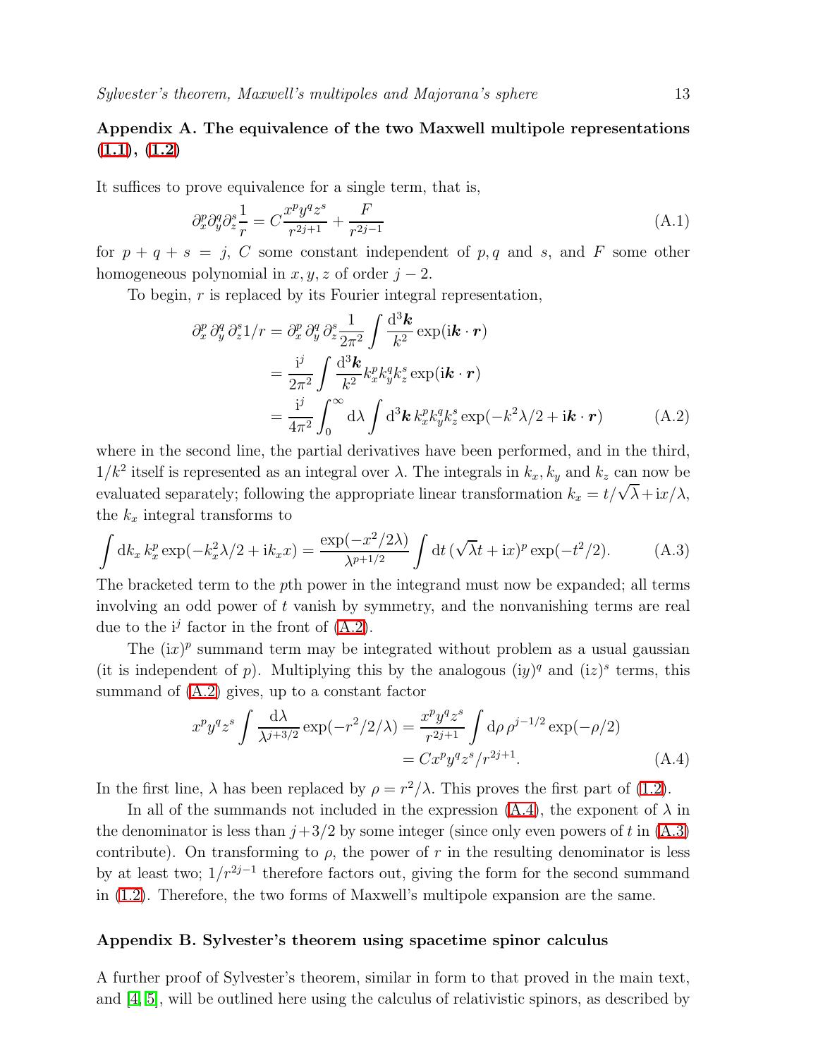## Appendix A. The equivalence of the two Maxwell multipole representations (1.1), (1.2)

It suffices to prove equivalence for a single term, that is,

$$\partial_x^p \partial_y^q \partial_z^s \frac{1}{r} = C\frac{x^p y^q z^s}{r^{2j+1}} + \frac{F}{r^{2j-1}} \tag{A.1}$$

for $p+q+s=j$, $C$ some constant independent of $p, q$ and $s$, and $F$ some other homogeneous polynomial in $x, y, z$ of order $j-2$.

To begin, $r$ is replaced by its Fourier integral representation,

$$\begin{aligned}
\partial_x^p \, \partial_y^q \, \partial_z^s 1/r &= \partial_x^p \, \partial_y^q \, \partial_z^s \frac{1}{2\pi^2} \int \frac{\mathrm{d}^3\boldsymbol{k}}{k^2} \exp(\mathrm{i}\boldsymbol{k}\cdot\boldsymbol{r}) \\
&= \frac{\mathrm{i}^j}{2\pi^2} \int \frac{\mathrm{d}^3\boldsymbol{k}}{k^2} k_x^p k_y^q k_z^s \exp(\mathrm{i}\boldsymbol{k}\cdot\boldsymbol{r}) \\
&= \frac{\mathrm{i}^j}{4\pi^2} \int_0^\infty \mathrm{d}\lambda \int \mathrm{d}^3\boldsymbol{k} \, k_x^p k_y^q k_z^s \exp(-k^2\lambda/2 + \mathrm{i}\boldsymbol{k}\cdot\boldsymbol{r})
\end{aligned} \tag{A.2}$$

where in the second line, the partial derivatives have been performed, and in the third, $1/k^2$ itself is represented as an integral over $\lambda$. The integrals in $k_x, k_y$ and $k_z$ can now be evaluated separately; following the appropriate linear transformation $k_x = t/\sqrt{\lambda} + \mathrm{i}x/\lambda$, the $k_x$ integral transforms to

$$\int \mathrm{d}k_x \, k_x^p \exp(-k_x^2\lambda/2 + \mathrm{i}k_x x) = \frac{\exp(-x^2/2\lambda)}{\lambda^{p+1/2}} \int \mathrm{d}t \, (\sqrt{\lambda}t + \mathrm{i}x)^p \exp(-t^2/2). \tag{A.3}$$

The bracketed term to the $p$th power in the integrand must now be expanded; all terms involving an odd power of $t$ vanish by symmetry, and the nonvanishing terms are real due to the $\mathrm{i}^j$ factor in the front of (A.2).

The $(\mathrm{i}x)^p$ summand term may be integrated without problem as a usual gaussian (it is independent of $p$). Multiplying this by the analogous $(\mathrm{i}y)^q$ and $(\mathrm{i}z)^s$ terms, this summand of (A.2) gives, up to a constant factor

$$\begin{aligned}
x^p y^q z^s \int \frac{\mathrm{d}\lambda}{\lambda^{j+3/2}} \exp(-r^2/2/\lambda) &= \frac{x^p y^q z^s}{r^{2j+1}} \int \mathrm{d}\rho \, \rho^{j-1/2} \exp(-\rho/2) \\
&= C x^p y^q z^s / r^{2j+1}.
\end{aligned} \tag{A.4}$$

In the first line, $\lambda$ has been replaced by $\rho = r^2/\lambda$. This proves the first part of (1.2).

In all of the summands not included in the expression (A.4), the exponent of $\lambda$ in the denominator is less than $j+3/2$ by some integer (since only even powers of $t$ in (A.3) contribute). On transforming to $\rho$, the power of $r$ in the resulting denominator is less by at least two; $1/r^{2j-1}$ therefore factors out, giving the form for the second summand in (1.2). Therefore, the two forms of Maxwell's multipole expansion are the same.

## Appendix B. Sylvester's theorem using spacetime spinor calculus

A further proof of Sylvester's theorem, similar in form to that proved in the main text, and [4, 5], will be outlined here using the calculus of relativistic spinors, as described by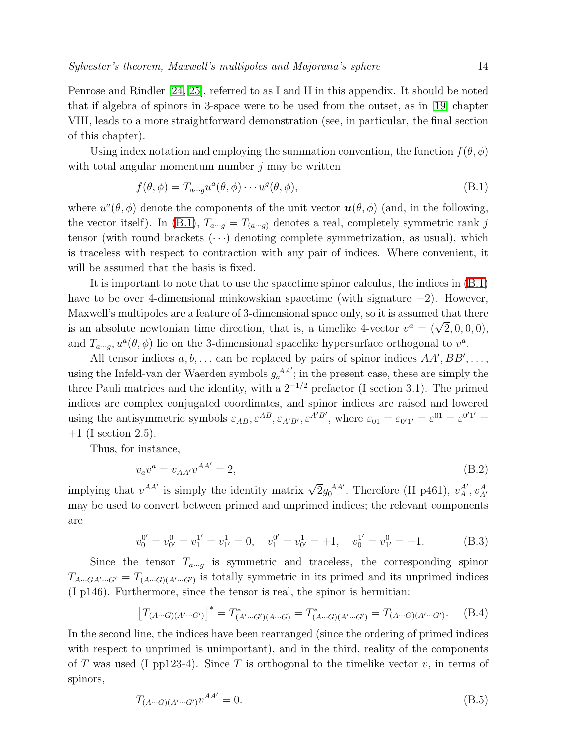Penrose and Rindler [24, 25], referred to as I and II in this appendix. It should be noted that if algebra of spinors in 3-space were to be used from the outset, as in [19] chapter VIII, leads to a more straightforward demonstration (see, in particular, the final section of this chapter).

Using index notation and employing the summation convention, the function $f(\theta, \phi)$ with total angular momentum number $j$ may be written

$$f(\theta, \phi) = T_{a\cdots g} u^a(\theta, \phi) \cdots u^g(\theta, \phi), \tag{B.1}$$

where $u^a(\theta, \phi)$ denote the components of the unit vector $\boldsymbol{u}(\theta, \phi)$ (and, in the following, the vector itself). In (B.1), $T_{a\cdots g} = T_{(a\cdots g)}$ denotes a real, completely symmetric rank $j$ tensor (with round brackets $(\cdots)$ denoting complete symmetrization, as usual), which is traceless with respect to contraction with any pair of indices. Where convenient, it will be assumed that the basis is fixed.

It is important to note that to use the spacetime spinor calculus, the indices in (B.1) have to be over 4-dimensional minkowskian spacetime (with signature $-2$). However, Maxwell's multipoles are a feature of 3-dimensional space only, so it is assumed that there is an absolute newtonian time direction, that is, a timelike 4-vector $v^a = (\sqrt{2}, 0, 0, 0)$, and $T_{a\cdots g}, u^a(\theta, \phi)$ lie on the 3-dimensional spacelike hypersurface orthogonal to $v^a$.

All tensor indices $a, b, \ldots$ can be replaced by pairs of spinor indices $AA', BB', \ldots$, using the Infeld-van der Waerden symbols $g_a^{\ AA'}$; in the present case, these are simply the three Pauli matrices and the identity, with a $2^{-1/2}$ prefactor (I section 3.1). The primed indices are complex conjugated coordinates, and spinor indices are raised and lowered using the antisymmetric symbols $\varepsilon_{AB}, \varepsilon^{AB}, \varepsilon_{A'B'}, \varepsilon^{A'B'}$, where $\varepsilon_{01} = \varepsilon_{0'1'} = \varepsilon^{01} = \varepsilon^{0'1'} = +1$ (I section 2.5).

Thus, for instance,

$$v_a v^a = v_{AA'} v^{AA'} = 2, \tag{B.2}$$

implying that $v^{AA'}$ is simply the identity matrix $\sqrt{2} g_0^{\ AA'}$. Therefore (II p461), $v_A^{A'}, v_{A'}^{A}$ may be used to convert between primed and unprimed indices; the relevant components are

$$v_0^{0'} = v_{0'}^{0} = v_1^{1'} = v_{1'}^{1} = 0, \quad v_1^{0'} = v_{0'}^{1} = +1, \quad v_0^{1'} = v_{1'}^{0} = -1. \tag{B.3}$$

Since the tensor $T_{a\cdots g}$ is symmetric and traceless, the corresponding spinor $T_{A\cdots GA'\cdots G'} = T_{(A\cdots G)(A'\cdots G')}$ is totally symmetric in its primed and its unprimed indices (I p146). Furthermore, since the tensor is real, the spinor is hermitian:

$$\left[T_{(A\cdots G)(A'\cdots G')}\right]^* = T^*_{(A'\cdots G')(A\cdots G)} = T^*_{(A\cdots G)(A'\cdots G')} = T_{(A\cdots G)(A'\cdots G')}. \tag{B.4}$$

In the second line, the indices have been rearranged (since the ordering of primed indices with respect to unprimed is unimportant), and in the third, reality of the components of $T$ was used (I pp123-4). Since $T$ is orthogonal to the timelike vector $v$, in terms of spinors,

$$T_{(A\cdots G)(A'\cdots G')} v^{AA'} = 0. \tag{B.5}$$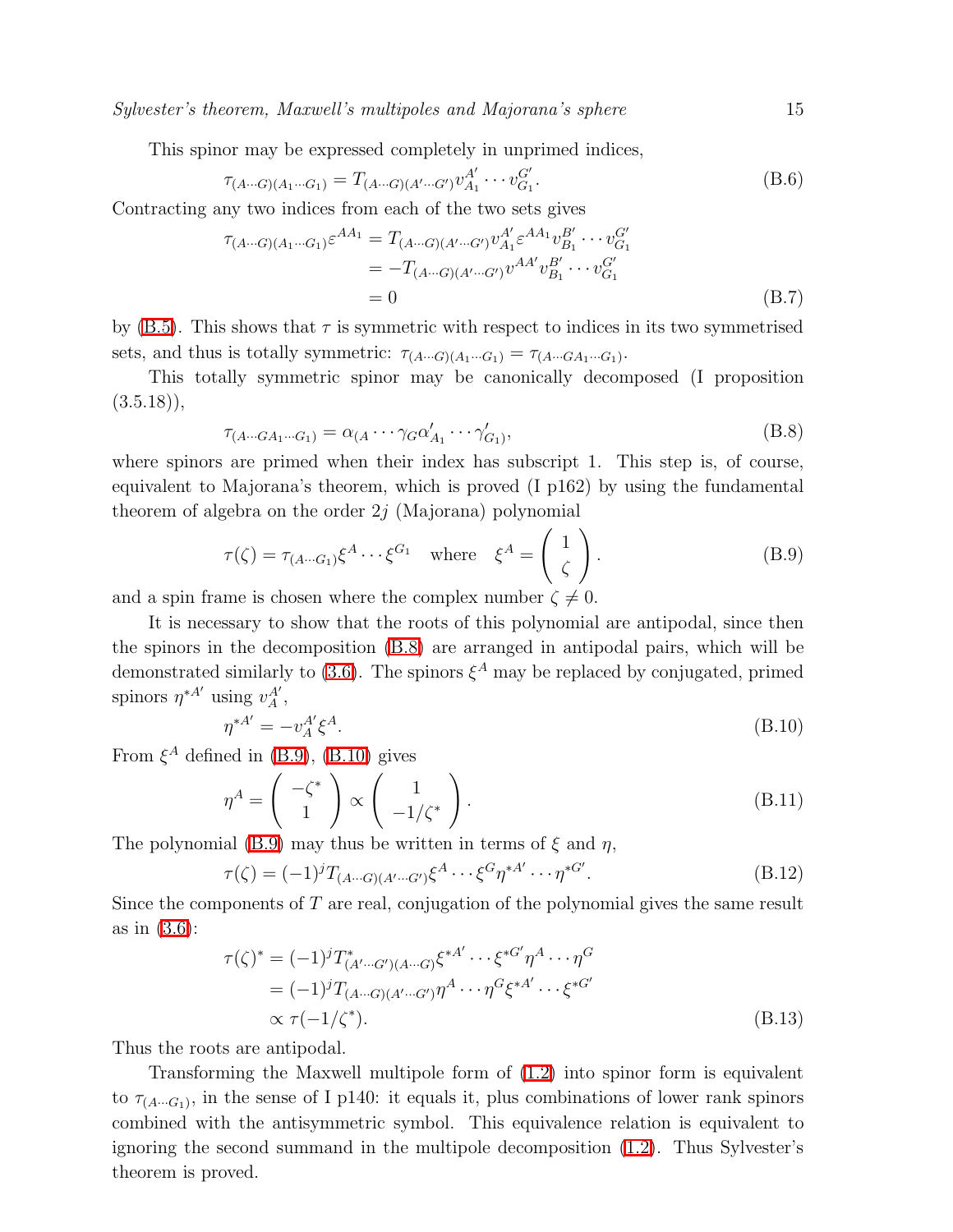This spinor may be expressed completely in unprimed indices,

$$\tau_{(A\cdots G)(A_1\cdots G_1)} = T_{(A\cdots G)(A'\cdots G')} v^{A'}_{A_1} \cdots v^{G'}_{G_1}. \tag{B.6}$$

Contracting any two indices from each of the two sets gives

$$\begin{aligned}
\tau_{(A\cdots G)(A_1\cdots G_1)} \varepsilon^{AA_1} &= T_{(A\cdots G)(A'\cdots G')} v^{A'}_{A_1} \varepsilon^{AA_1} v^{B'}_{B_1} \cdots v^{G'}_{G_1} \\
&= -T_{(A\cdots G)(A'\cdots G')} v^{AA'} v^{B'}_{B_1} \cdots v^{G'}_{G_1} \\
&= 0
\end{aligned} \tag{B.7}$$

by (B.5). This shows that $\tau$ is symmetric with respect to indices in its two symmetrised sets, and thus is totally symmetric: $\tau_{(A\cdots G)(A_1\cdots G_1)} = \tau_{(A\cdots GA_1\cdots G_1)}$.

This totally symmetric spinor may be canonically decomposed (I proposition (3.5.18)),

$$\tau_{(A\cdots GA_1\cdots G_1)} = \alpha_{(A} \cdots \gamma_G \alpha'_{A_1} \cdots \gamma'_{G_1)}, \tag{B.8}$$

where spinors are primed when their index has subscript 1. This step is, of course, equivalent to Majorana's theorem, which is proved (I p162) by using the fundamental theorem of algebra on the order $2j$ (Majorana) polynomial

$$\tau(\zeta) = \tau_{(A\cdots G_1)} \xi^A \cdots \xi^{G_1} \quad \text{where} \quad \xi^A = \begin{pmatrix} 1 \\ \zeta \end{pmatrix}. \tag{B.9}$$

and a spin frame is chosen where the complex number $\zeta \neq 0$.

It is necessary to show that the roots of this polynomial are antipodal, since then the spinors in the decomposition (B.8) are arranged in antipodal pairs, which will be demonstrated similarly to (3.6). The spinors $\xi^A$ may be replaced by conjugated, primed spinors $\eta^{*A'}$ using $v^{A'}_A$,

$$\eta^{*A'} = -v^{A'}_A \xi^A. \tag{B.10}$$

From $\xi^A$ defined in (B.9), (B.10) gives

$$\eta^A = \begin{pmatrix} -\zeta^* \\ 1 \end{pmatrix} \propto \begin{pmatrix} 1 \\ -1/\zeta^* \end{pmatrix}. \tag{B.11}$$

The polynomial (B.9) may thus be written in terms of $\xi$ and $\eta$,

$$\tau(\zeta) = (-1)^j T_{(A\cdots G)(A'\cdots G')} \xi^A \cdots \xi^G \eta^{*A'} \cdots \eta^{*G'}. \tag{B.12}$$

Since the components of $T$ are real, conjugation of the polynomial gives the same result as in (3.6):

$$\begin{aligned}
\tau(\zeta)^* &= (-1)^j T^*_{(A'\cdots G')(A\cdots G)} \xi^{*A'} \cdots \xi^{*G'} \eta^A \cdots \eta^G \\
&= (-1)^j T_{(A\cdots G)(A'\cdots G')} \eta^A \cdots \eta^G \xi^{*A'} \cdots \xi^{*G'} \\
&\propto \tau(-1/\zeta^*).
\end{aligned} \tag{B.13}$$

Thus the roots are antipodal.

Transforming the Maxwell multipole form of (1.2) into spinor form is equivalent to $\tau_{(A\cdots G_1)}$, in the sense of I p140: it equals it, plus combinations of lower rank spinors combined with the antisymmetric symbol. This equivalence relation is equivalent to ignoring the second summand in the multipole decomposition (1.2). Thus Sylvester's theorem is proved.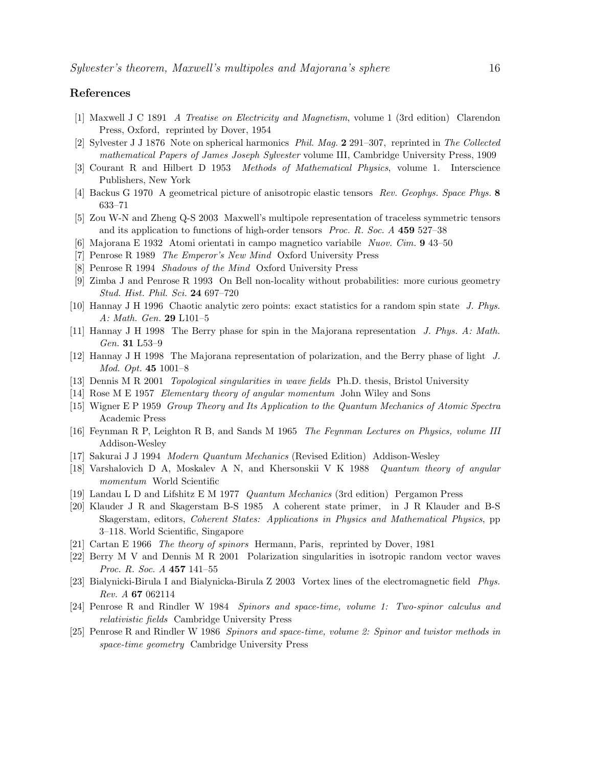## References

[1] Maxwell J C 1891 *A Treatise on Electricity and Magnetism*, volume 1 (3rd edition) Clarendon Press, Oxford, reprinted by Dover, 1954

[2] Sylvester J J 1876 Note on spherical harmonics *Phil. Mag.* **2** 291–307, reprinted in *The Collected mathematical Papers of James Joseph Sylvester* volume III, Cambridge University Press, 1909

[3] Courant R and Hilbert D 1953 *Methods of Mathematical Physics*, volume 1. Interscience Publishers, New York

[4] Backus G 1970 A geometrical picture of anisotropic elastic tensors *Rev. Geophys. Space Phys.* **8** 633–71

[5] Zou W-N and Zheng Q-S 2003 Maxwell's multipole representation of traceless symmetric tensors and its application to functions of high-order tensors *Proc. R. Soc. A* **459** 527–38

[6] Majorana E 1932 Atomi orientati in campo magnetico variabile *Nuov. Cim.* **9** 43–50

[7] Penrose R 1989 *The Emperor's New Mind* Oxford University Press

[8] Penrose R 1994 *Shadows of the Mind* Oxford University Press

[9] Zimba J and Penrose R 1993 On Bell non-locality without probabilities: more curious geometry *Stud. Hist. Phil. Sci.* **24** 697–720

[10] Hannay J H 1996 Chaotic analytic zero points: exact statistics for a random spin state *J. Phys. A: Math. Gen.* **29** L101–5

[11] Hannay J H 1998 The Berry phase for spin in the Majorana representation *J. Phys. A: Math. Gen.* **31** L53–9

[12] Hannay J H 1998 The Majorana representation of polarization, and the Berry phase of light *J. Mod. Opt.* **45** 1001–8

[13] Dennis M R 2001 *Topological singularities in wave fields* Ph.D. thesis, Bristol University

[14] Rose M E 1957 *Elementary theory of angular momentum* John Wiley and Sons

[15] Wigner E P 1959 *Group Theory and Its Application to the Quantum Mechanics of Atomic Spectra* Academic Press

[16] Feynman R P, Leighton R B, and Sands M 1965 *The Feynman Lectures on Physics, volume III* Addison-Wesley

[17] Sakurai J J 1994 *Modern Quantum Mechanics* (Revised Edition) Addison-Wesley

[18] Varshalovich D A, Moskalev A N, and Khersonskii V K 1988 *Quantum theory of angular momentum* World Scientific

[19] Landau L D and Lifshitz E M 1977 *Quantum Mechanics* (3rd edition) Pergamon Press

[20] Klauder J R and Skagerstam B-S 1985 A coherent state primer, in J R Klauder and B-S Skagerstam, editors, *Coherent States: Applications in Physics and Mathematical Physics*, pp 3–118. World Scientific, Singapore

[21] Cartan E 1966 *The theory of spinors* Hermann, Paris, reprinted by Dover, 1981

[22] Berry M V and Dennis M R 2001 Polarization singularities in isotropic random vector waves *Proc. R. Soc. A* **457** 141–55

[23] Bialynicki-Birula I and Bialynicka-Birula Z 2003 Vortex lines of the electromagnetic field *Phys. Rev. A* **67** 062114

[24] Penrose R and Rindler W 1984 *Spinors and space-time, volume 1: Two-spinor calculus and relativistic fields* Cambridge University Press

[25] Penrose R and Rindler W 1986 *Spinors and space-time, volume 2: Spinor and twistor methods in space-time geometry* Cambridge University Press